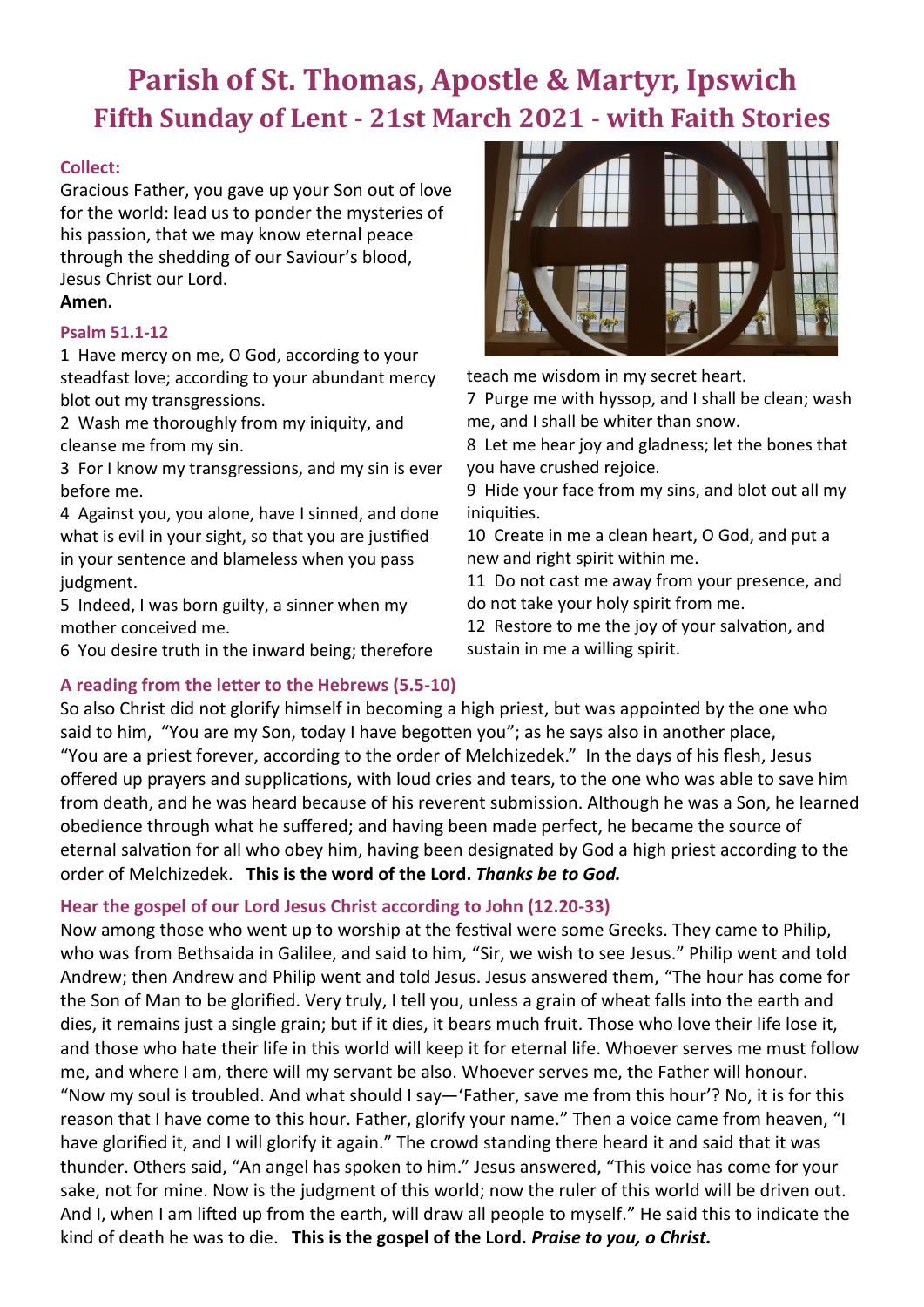# Parish of St. Thomas, Apostle & Martyr, Ipswich

## Fifth Sunday of Lent - 21st March 2021 - with Faith Stories

### Collect:

Gracious Father, you gave up your Son out of love for the world: lead us to ponder the mysteries of his passion, that we may know eternal peace through the shedding of our Saviour's blood, Jesus Christ our Lord.

**Amen.**

### Psalm 51.1-12

1 Have mercy on me, O God, according to your steadfast love; according to your abundant mercy blot out my transgressions.

2 Wash me thoroughly from my iniquity, and cleanse me from my sin.

3 For I know my transgressions, and my sin is ever before me.

4 Against you, you alone, have I sinned, and done what is evil in your sight, so that you are justified in your sentence and blameless when you pass judgment.

5 Indeed, I was born guilty, a sinner when my mother conceived me.

6 You desire truth in the inward being; therefore teach me wisdom in my secret heart.

7 Purge me with hyssop, and I shall be clean; wash me, and I shall be whiter than snow.

8 Let me hear joy and gladness; let the bones that you have crushed rejoice.

9 Hide your face from my sins, and blot out all my iniquities.

10 Create in me a clean heart, O God, and put a new and right spirit within me.

11 Do not cast me away from your presence, and do not take your holy spirit from me.

12 Restore to me the joy of your salvation, and sustain in me a willing spirit.

### A reading from the letter to the Hebrews (5.5-10)

So also Christ did not glorify himself in becoming a high priest, but was appointed by the one who said to him, "You are my Son, today I have begotten you"; as he says also in another place, "You are a priest forever, according to the order of Melchizedek." In the days of his flesh, Jesus offered up prayers and supplications, with loud cries and tears, to the one who was able to save him from death, and he was heard because of his reverent submission. Although he was a Son, he learned obedience through what he suffered; and having been made perfect, he became the source of eternal salvation for all who obey him, having been designated by God a high priest according to the order of Melchizedek. **This is the word of the Lord.** ***Thanks be to God.***

### Hear the gospel of our Lord Jesus Christ according to John (12.20-33)

Now among those who went up to worship at the festival were some Greeks. They came to Philip, who was from Bethsaida in Galilee, and said to him, "Sir, we wish to see Jesus." Philip went and told Andrew; then Andrew and Philip went and told Jesus. Jesus answered them, "The hour has come for the Son of Man to be glorified. Very truly, I tell you, unless a grain of wheat falls into the earth and dies, it remains just a single grain; but if it dies, it bears much fruit. Those who love their life lose it, and those who hate their life in this world will keep it for eternal life. Whoever serves me must follow me, and where I am, there will my servant be also. Whoever serves me, the Father will honour. "Now my soul is troubled. And what should I say—'Father, save me from this hour'? No, it is for this reason that I have come to this hour. Father, glorify your name." Then a voice came from heaven, "I have glorified it, and I will glorify it again." The crowd standing there heard it and said that it was thunder. Others said, "An angel has spoken to him." Jesus answered, "This voice has come for your sake, not for mine. Now is the judgment of this world; now the ruler of this world will be driven out. And I, when I am lifted up from the earth, will draw all people to myself." He said this to indicate the kind of death he was to die. **This is the gospel of the Lord.** ***Praise to you, o Christ.***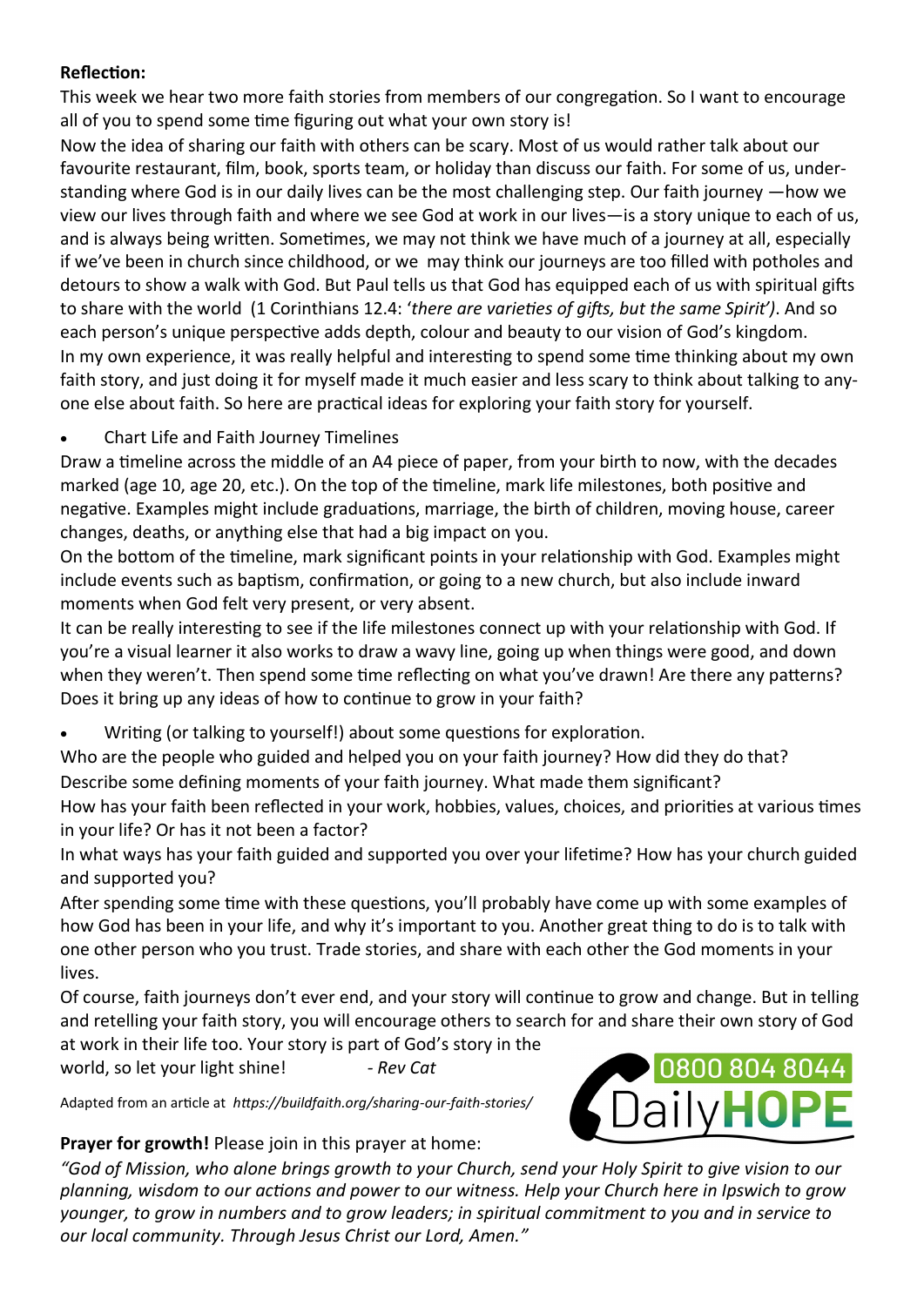**Reflection:**

This week we hear two more faith stories from members of our congregation. So I want to encourage all of you to spend some time figuring out what your own story is!

Now the idea of sharing our faith with others can be scary. Most of us would rather talk about our favourite restaurant, film, book, sports team, or holiday than discuss our faith. For some of us, understanding where God is in our daily lives can be the most challenging step. Our faith journey —how we view our lives through faith and where we see God at work in our lives—is a story unique to each of us, and is always being written. Sometimes, we may not think we have much of a journey at all, especially if we've been in church since childhood, or we may think our journeys are too filled with potholes and detours to show a walk with God. But Paul tells us that God has equipped each of us with spiritual gifts to share with the world (1 Corinthians 12.4: '*there are varieties of gifts, but the same Spirit')*. And so each person's unique perspective adds depth, colour and beauty to our vision of God's kingdom.

In my own experience, it was really helpful and interesting to spend some time thinking about my own faith story, and just doing it for myself made it much easier and less scary to think about talking to anyone else about faith. So here are practical ideas for exploring your faith story for yourself.

- Chart Life and Faith Journey Timelines

Draw a timeline across the middle of an A4 piece of paper, from your birth to now, with the decades marked (age 10, age 20, etc.). On the top of the timeline, mark life milestones, both positive and negative. Examples might include graduations, marriage, the birth of children, moving house, career changes, deaths, or anything else that had a big impact on you.

On the bottom of the timeline, mark significant points in your relationship with God. Examples might include events such as baptism, confirmation, or going to a new church, but also include inward moments when God felt very present, or very absent.

It can be really interesting to see if the life milestones connect up with your relationship with God. If you're a visual learner it also works to draw a wavy line, going up when things were good, and down when they weren't. Then spend some time reflecting on what you've drawn! Are there any patterns? Does it bring up any ideas of how to continue to grow in your faith?

- Writing (or talking to yourself!) about some questions for exploration.

Who are the people who guided and helped you on your faith journey? How did they do that?

Describe some defining moments of your faith journey. What made them significant?

How has your faith been reflected in your work, hobbies, values, choices, and priorities at various times in your life? Or has it not been a factor?

In what ways has your faith guided and supported you over your lifetime? How has your church guided and supported you?

After spending some time with these questions, you'll probably have come up with some examples of how God has been in your life, and why it's important to you. Another great thing to do is to talk with one other person who you trust. Trade stories, and share with each other the God moments in your lives.

Of course, faith journeys don't ever end, and your story will continue to grow and change. But in telling and retelling your faith story, you will encourage others to search for and share their own story of God at work in their life too. Your story is part of God's story in the world, so let your light shine! *- Rev Cat*

Adapted from an article at *https://buildfaith.org/sharing-our-faith-stories/*

0800 804 8044 DailyHOPE

**Prayer for growth!** Please join in this prayer at home:

*"God of Mission, who alone brings growth to your Church, send your Holy Spirit to give vision to our planning, wisdom to our actions and power to our witness. Help your Church here in Ipswich to grow younger, to grow in numbers and to grow leaders; in spiritual commitment to you and in service to our local community. Through Jesus Christ our Lord, Amen."*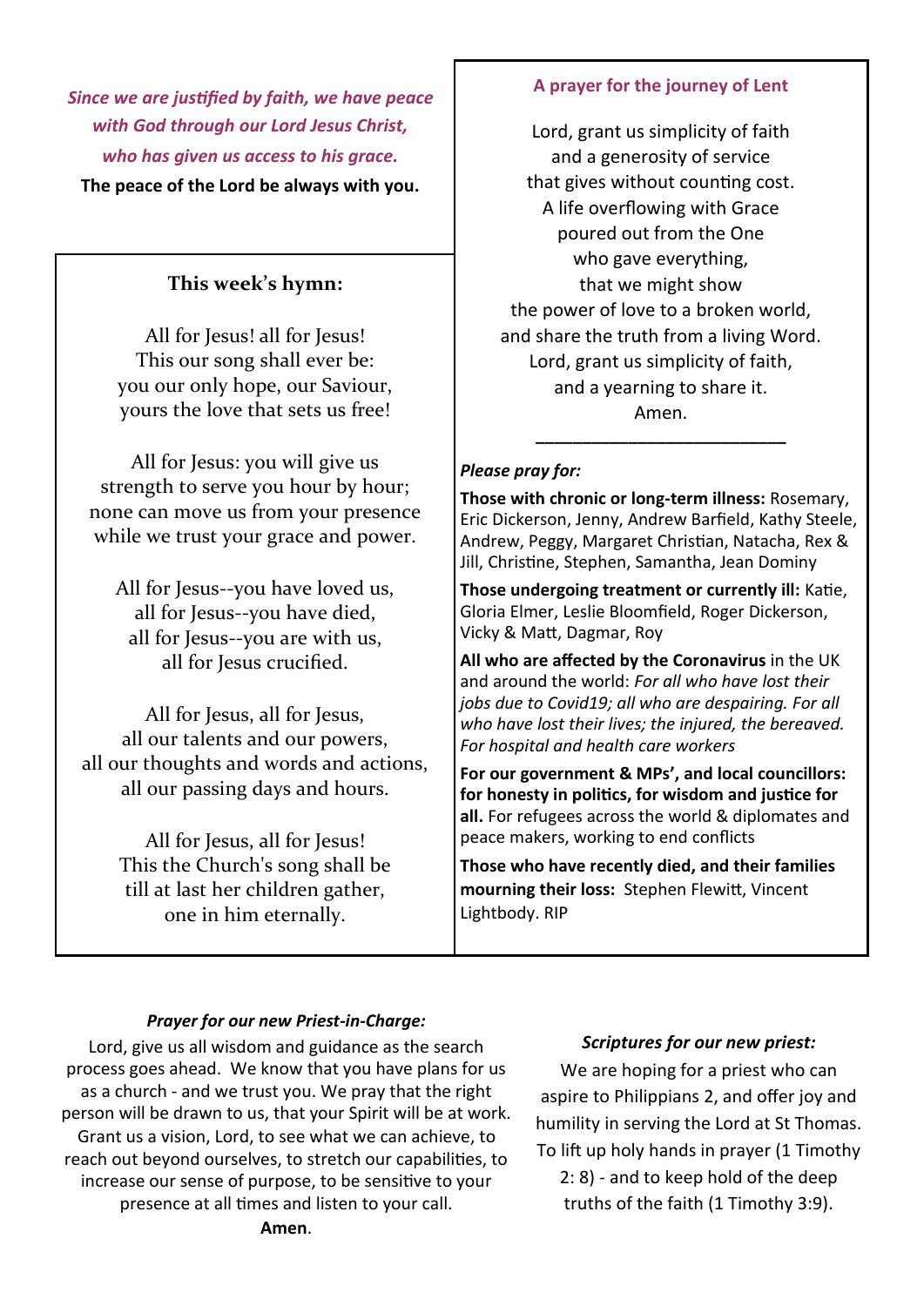*Since we are justified by faith, we have peace with God through our Lord Jesus Christ, who has given us access to his grace.*

**The peace of the Lord be always with you.**

## This week's hymn:

All for Jesus! all for Jesus!
This our song shall ever be:
you our only hope, our Saviour,
yours the love that sets us free!

All for Jesus: you will give us
strength to serve you hour by hour;
none can move us from your presence
while we trust your grace and power.

All for Jesus--you have loved us,
all for Jesus--you have died,
all for Jesus--you are with us,
all for Jesus crucified.

All for Jesus, all for Jesus,
all our talents and our powers,
all our thoughts and words and actions,
all our passing days and hours.

All for Jesus, all for Jesus!
This the Church's song shall be
till at last her children gather,
one in him eternally.

## A prayer for the journey of Lent

Lord, grant us simplicity of faith
and a generosity of service
that gives without counting cost.
A life overflowing with Grace
poured out from the One
who gave everything,
that we might show
the power of love to a broken world,
and share the truth from a living Word.
Lord, grant us simplicity of faith,
and a yearning to share it.
Amen.

---

***Please pray for:***

**Those with chronic or long-term illness:** Rosemary, Eric Dickerson, Jenny, Andrew Barfield, Kathy Steele, Andrew, Peggy, Margaret Christian, Natacha, Rex & Jill, Christine, Stephen, Samantha, Jean Dominy

**Those undergoing treatment or currently ill:** Katie, Gloria Elmer, Leslie Bloomfield, Roger Dickerson, Vicky & Matt, Dagmar, Roy

**All who are affected by the Coronavirus** in the UK and around the world: *For all who have lost their jobs due to Covid19; all who are despairing. For all who have lost their lives; the injured, the bereaved. For hospital and health care workers*

**For our government & MPs', and local councillors: for honesty in politics, for wisdom and justice for all.** For refugees across the world & diplomates and peace makers, working to end conflicts

**Those who have recently died, and their families mourning their loss:** Stephen Flewitt, Vincent Lightbody. RIP

### *Prayer for our new Priest-in-Charge:*

Lord, give us all wisdom and guidance as the search process goes ahead. We know that you have plans for us as a church - and we trust you. We pray that the right person will be drawn to us, that your Spirit will be at work. Grant us a vision, Lord, to see what we can achieve, to reach out beyond ourselves, to stretch our capabilities, to increase our sense of purpose, to be sensitive to your presence at all times and listen to your call.

**Amen**.

### *Scriptures for our new priest:*

We are hoping for a priest who can aspire to Philippians 2, and offer joy and humility in serving the Lord at St Thomas. To lift up holy hands in prayer (1 Timothy 2: 8) - and to keep hold of the deep truths of the faith (1 Timothy 3:9).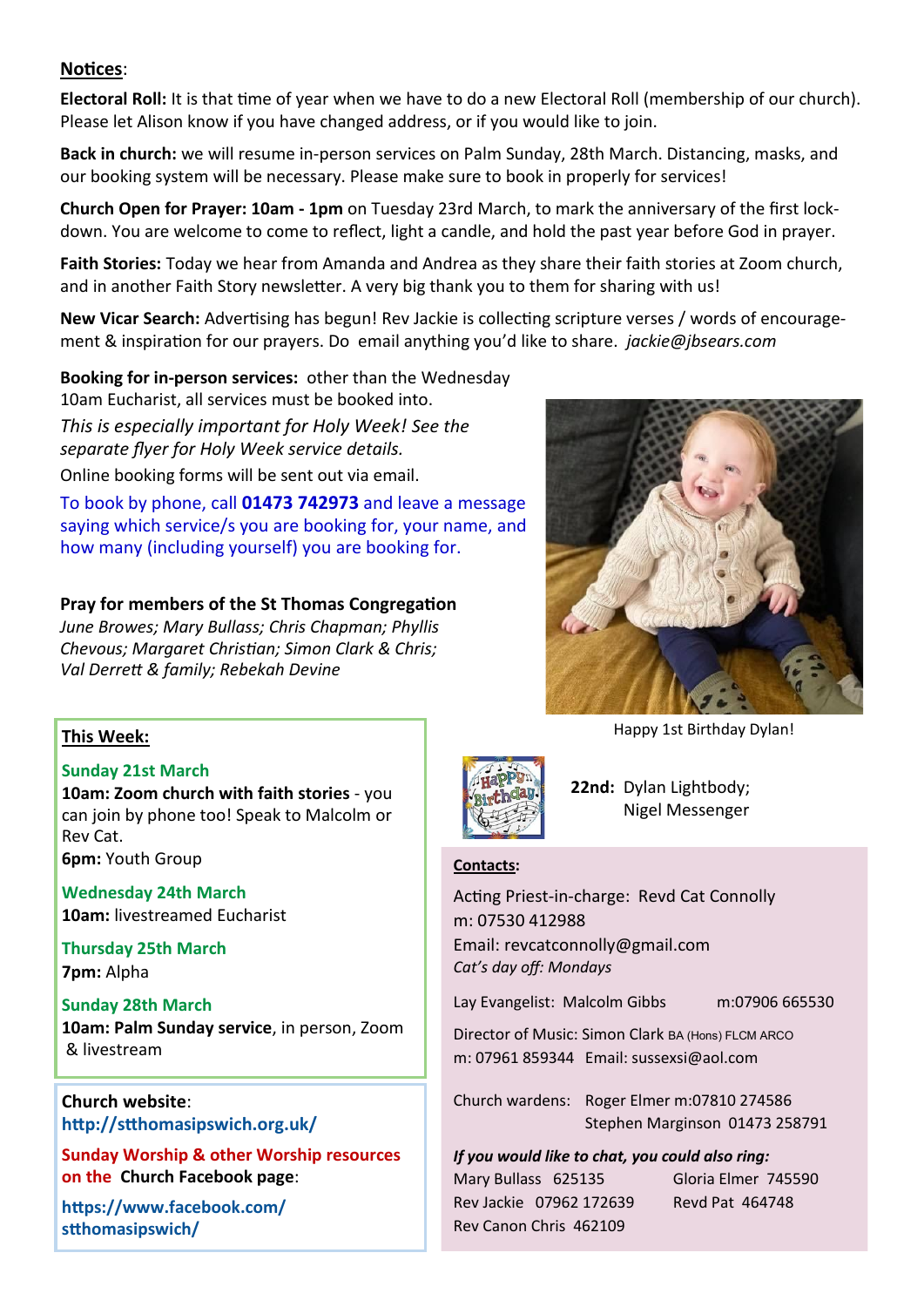**Notices**:

**Electoral Roll:** It is that time of year when we have to do a new Electoral Roll (membership of our church). Please let Alison know if you have changed address, or if you would like to join.

**Back in church:** we will resume in-person services on Palm Sunday, 28th March. Distancing, masks, and our booking system will be necessary. Please make sure to book in properly for services!

**Church Open for Prayer: 10am - 1pm** on Tuesday 23rd March, to mark the anniversary of the first lock-down. You are welcome to come to reflect, light a candle, and hold the past year before God in prayer.

**Faith Stories:** Today we hear from Amanda and Andrea as they share their faith stories at Zoom church, and in another Faith Story newsletter. A very big thank you to them for sharing with us!

**New Vicar Search:** Advertising has begun! Rev Jackie is collecting scripture verses / words of encouragement & inspiration for our prayers. Do email anything you'd like to share. *jackie@jbsears.com*

**Booking for in-person services:** other than the Wednesday 10am Eucharist, all services must be booked into.

*This is especially important for Holy Week! See the separate flyer for Holy Week service details.*

Online booking forms will be sent out via email.

To book by phone, call **01473 742973** and leave a message saying which service/s you are booking for, your name, and how many (including yourself) you are booking for.

Happy 1st Birthday Dylan!

**22nd:** Dylan Lightbody; Nigel Messenger

**Pray for members of the St Thomas Congregation**

*June Browes; Mary Bullass; Chris Chapman; Phyllis Chevous; Margaret Christian; Simon Clark & Chris; Val Derrett & family; Rebekah Devine*

**This Week:**

**Sunday 21st March**
**10am: Zoom church with faith stories** - you can join by phone too! Speak to Malcolm or Rev Cat.
**6pm:** Youth Group

**Wednesday 24th March**
**10am:** livestreamed Eucharist

**Thursday 25th March**
**7pm:** Alpha

**Sunday 28th March**
**10am: Palm Sunday service**, in person, Zoom & livestream

**Church website**:
**http://stthomasipswich.org.uk/**

**Sunday Worship & other Worship resources on the Church Facebook page**:

**https://www.facebook.com/stthomasipswich/**

**Contacts:**

Acting Priest-in-charge: Revd Cat Connolly
m: 07530 412988
Email: revcatconnolly@gmail.com
*Cat's day off: Mondays*

Lay Evangelist: Malcolm Gibbs m:07906 665530

Director of Music: Simon Clark BA (Hons) FLCM ARCO
m: 07961 859344 Email: sussexsi@aol.com

Church wardens: Roger Elmer m:07810 274586
Stephen Marginson 01473 258791

***If you would like to chat, you could also ring:***

Mary Bullass 625135
Gloria Elmer 745590
Rev Jackie 07962 172639
Revd Pat 464748
Rev Canon Chris 462109